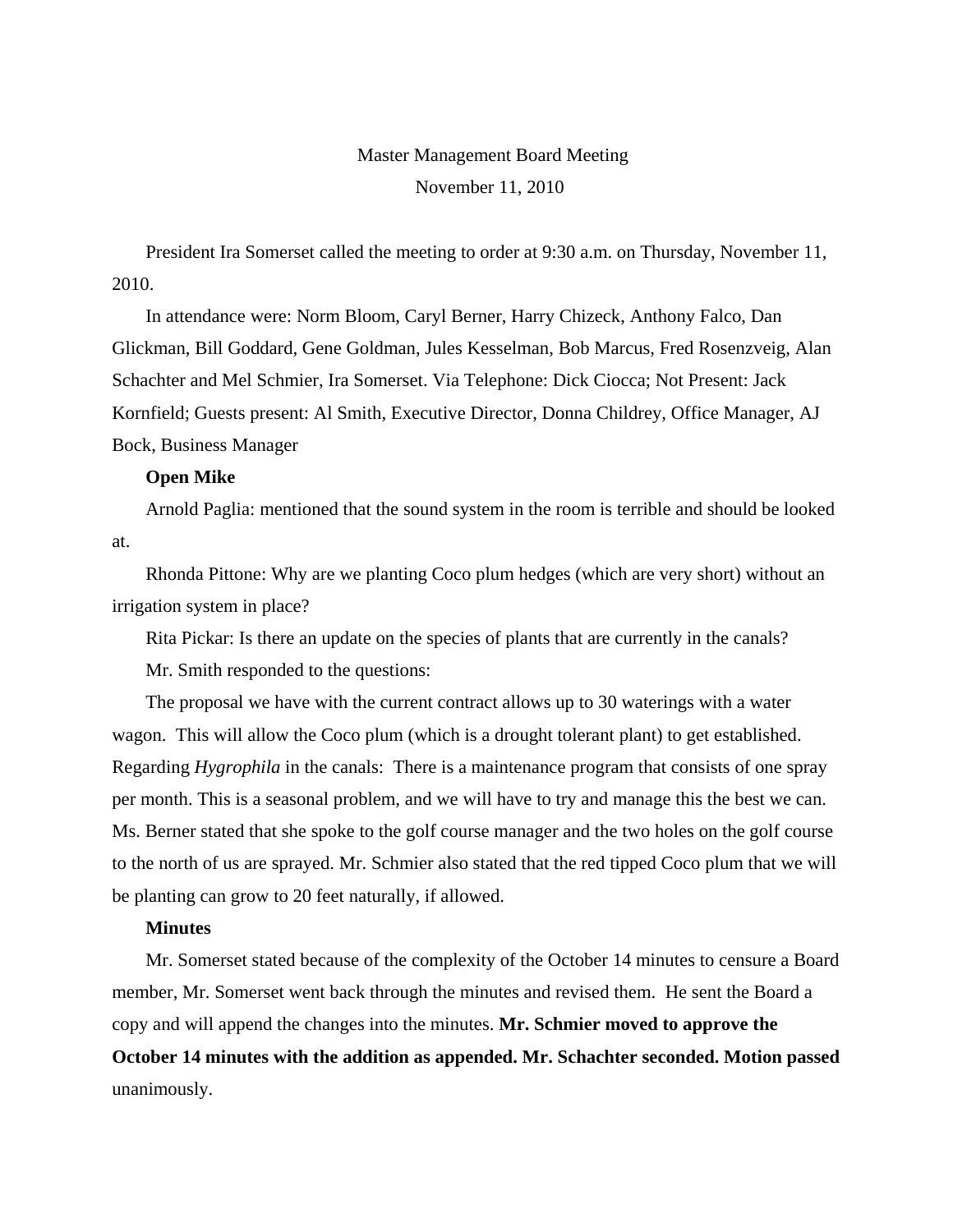Master Management Board Meeting

November 11, 2010

President Ira Somerset called the meeting to order at 9:30 a.m. on Thursday, November 11, 2010.

In attendance were: Norm Bloom, Caryl Berner, Harry Chizeck, Anthony Falco, Dan Glickman, Bill Goddard, Gene Goldman, Jules Kesselman, Bob Marcus, Fred Rosenzveig, Alan Schachter and Mel Schmier, Ira Somerset. Via Telephone: Dick Ciocca; Not Present: Jack Kornfield; Guests present: Al Smith, Executive Director, Donna Childrey, Office Manager, AJ Bock, Business Manager

**Open Mike**

Arnold Paglia: mentioned that the sound system in the room is terrible and should be looked at.

Rhonda Pittone: Why are we planting Coco plum hedges (which are very short) without an irrigation system in place?

Rita Pickar: Is there an update on the species of plants that are currently in the canals?

Mr. Smith responded to the questions:

The proposal we have with the current contract allows up to 30 waterings with a water wagon. This will allow the Coco plum (which is a drought tolerant plant) to get established. Regarding *Hygrophila* in the canals: There is a maintenance program that consists of one spray per month. This is a seasonal problem, and we will have to try and manage this the best we can. Ms. Berner stated that she spoke to the golf course manager and the two holes on the golf course to the north of us are sprayed. Mr. Schmier also stated that the red tipped Coco plum that we will be planting can grow to 20 feet naturally, if allowed.

**Minutes**

Mr. Somerset stated because of the complexity of the October 14 minutes to censure a Board member, Mr. Somerset went back through the minutes and revised them. He sent the Board a copy and will append the changes into the minutes. **Mr. Schmier moved to approve the October 14 minutes with the addition as appended. Mr. Schachter seconded. Motion passed** unanimously.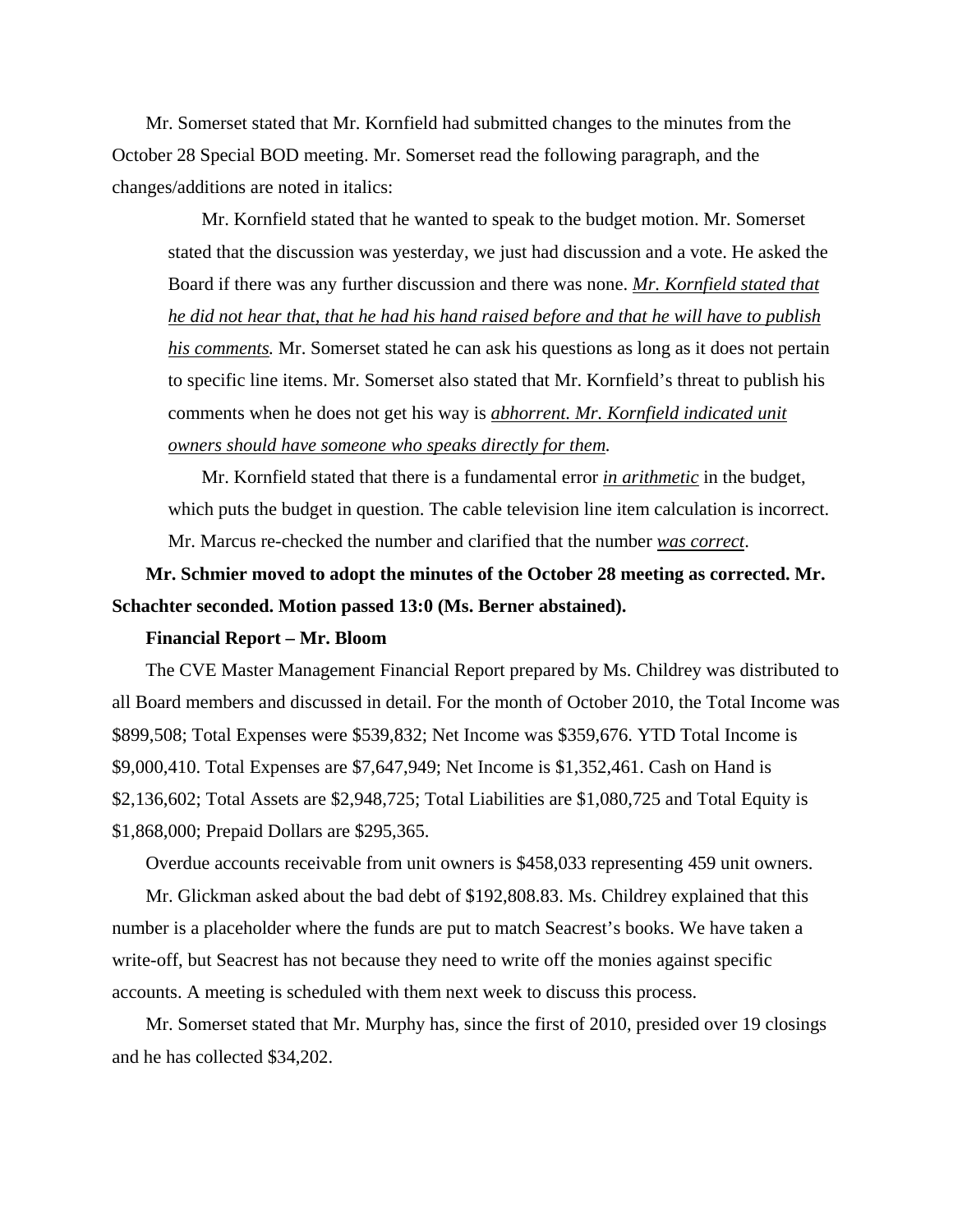Mr. Somerset stated that Mr. Kornfield had submitted changes to the minutes from the October 28 Special BOD meeting. Mr. Somerset read the following paragraph, and the changes/additions are noted in italics:

> Mr. Kornfield stated that he wanted to speak to the budget motion. Mr. Somerset stated that the discussion was yesterday, we just had discussion and a vote. He asked the Board if there was any further discussion and there was none. *Mr. Kornfield stated that he did not hear that, that he had his hand raised before and that he will have to publish his comments.* Mr. Somerset stated he can ask his questions as long as it does not pertain to specific line items. Mr. Somerset also stated that Mr. Kornfield's threat to publish his comments when he does not get his way is *abhorrent. Mr. Kornfield indicated unit owners should have someone who speaks directly for them.*
>
> Mr. Kornfield stated that there is a fundamental error *in arithmetic* in the budget, which puts the budget in question. The cable television line item calculation is incorrect. Mr. Marcus re-checked the number and clarified that the number *was correct*.

**Mr. Schmier moved to adopt the minutes of the October 28 meeting as corrected. Mr. Schachter seconded. Motion passed 13:0 (Ms. Berner abstained).**

**Financial Report – Mr. Bloom**

The CVE Master Management Financial Report prepared by Ms. Childrey was distributed to all Board members and discussed in detail. For the month of October 2010, the Total Income was $899,508; Total Expenses were $539,832; Net Income was $359,676. YTD Total Income is $9,000,410. Total Expenses are $7,647,949; Net Income is $1,352,461. Cash on Hand is $2,136,602; Total Assets are $2,948,725; Total Liabilities are $1,080,725 and Total Equity is $1,868,000; Prepaid Dollars are $295,365.

Overdue accounts receivable from unit owners is $458,033 representing 459 unit owners.

Mr. Glickman asked about the bad debt of $192,808.83. Ms. Childrey explained that this number is a placeholder where the funds are put to match Seacrest's books. We have taken a write-off, but Seacrest has not because they need to write off the monies against specific accounts. A meeting is scheduled with them next week to discuss this process.

Mr. Somerset stated that Mr. Murphy has, since the first of 2010, presided over 19 closings and he has collected $34,202.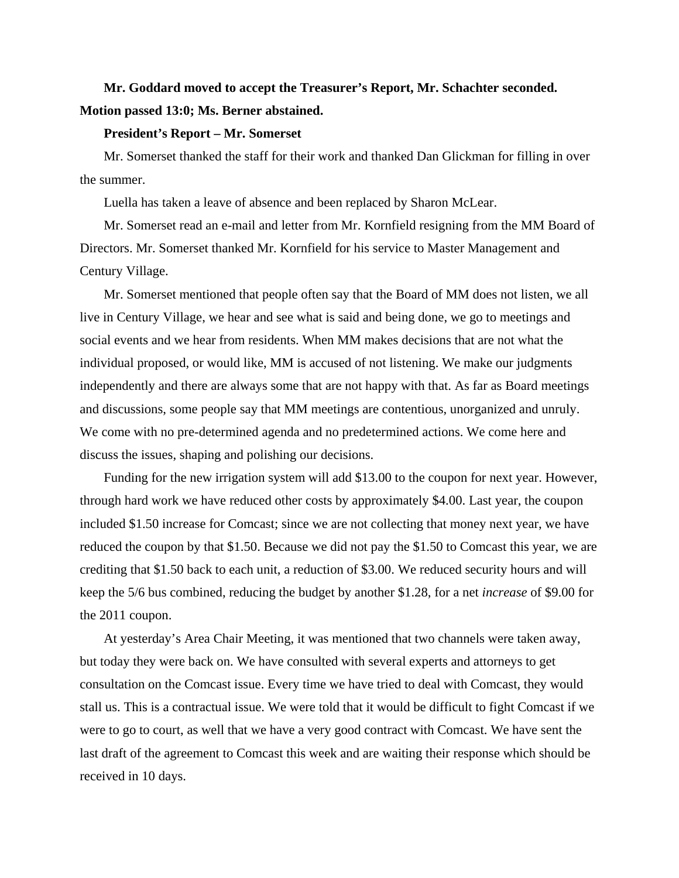**Mr. Goddard moved to accept the Treasurer's Report, Mr. Schachter seconded. Motion passed 13:0; Ms. Berner abstained.**

**President's Report – Mr. Somerset**

Mr. Somerset thanked the staff for their work and thanked Dan Glickman for filling in over the summer.

Luella has taken a leave of absence and been replaced by Sharon McLear.

Mr. Somerset read an e-mail and letter from Mr. Kornfield resigning from the MM Board of Directors. Mr. Somerset thanked Mr. Kornfield for his service to Master Management and Century Village.

Mr. Somerset mentioned that people often say that the Board of MM does not listen, we all live in Century Village, we hear and see what is said and being done, we go to meetings and social events and we hear from residents. When MM makes decisions that are not what the individual proposed, or would like, MM is accused of not listening. We make our judgments independently and there are always some that are not happy with that. As far as Board meetings and discussions, some people say that MM meetings are contentious, unorganized and unruly. We come with no pre-determined agenda and no predetermined actions. We come here and discuss the issues, shaping and polishing our decisions.

Funding for the new irrigation system will add $13.00 to the coupon for next year. However, through hard work we have reduced other costs by approximately $4.00. Last year, the coupon included $1.50 increase for Comcast; since we are not collecting that money next year, we have reduced the coupon by that $1.50. Because we did not pay the $1.50 to Comcast this year, we are crediting that $1.50 back to each unit, a reduction of $3.00. We reduced security hours and will keep the 5/6 bus combined, reducing the budget by another $1.28, for a net *increase* of $9.00 for the 2011 coupon.

At yesterday's Area Chair Meeting, it was mentioned that two channels were taken away, but today they were back on. We have consulted with several experts and attorneys to get consultation on the Comcast issue. Every time we have tried to deal with Comcast, they would stall us. This is a contractual issue. We were told that it would be difficult to fight Comcast if we were to go to court, as well that we have a very good contract with Comcast. We have sent the last draft of the agreement to Comcast this week and are waiting their response which should be received in 10 days.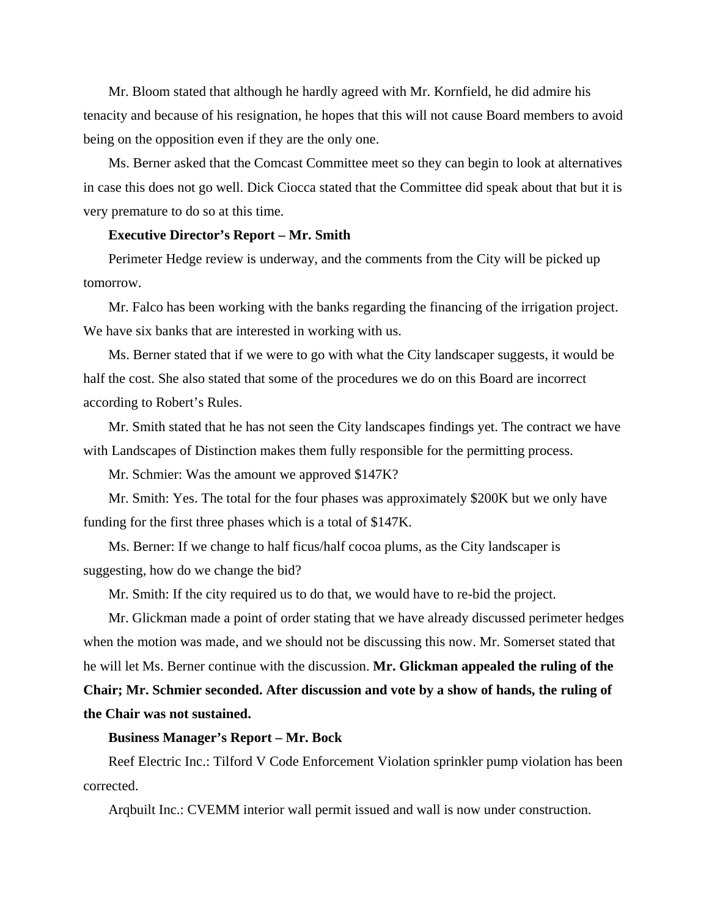Mr. Bloom stated that although he hardly agreed with Mr. Kornfield, he did admire his tenacity and because of his resignation, he hopes that this will not cause Board members to avoid being on the opposition even if they are the only one.

Ms. Berner asked that the Comcast Committee meet so they can begin to look at alternatives in case this does not go well. Dick Ciocca stated that the Committee did speak about that but it is very premature to do so at this time.

**Executive Director's Report – Mr. Smith**

Perimeter Hedge review is underway, and the comments from the City will be picked up tomorrow.

Mr. Falco has been working with the banks regarding the financing of the irrigation project. We have six banks that are interested in working with us.

Ms. Berner stated that if we were to go with what the City landscaper suggests, it would be half the cost. She also stated that some of the procedures we do on this Board are incorrect according to Robert's Rules.

Mr. Smith stated that he has not seen the City landscapes findings yet. The contract we have with Landscapes of Distinction makes them fully responsible for the permitting process.

Mr. Schmier: Was the amount we approved $147K?

Mr. Smith: Yes. The total for the four phases was approximately $200K but we only have funding for the first three phases which is a total of $147K.

Ms. Berner: If we change to half ficus/half cocoa plums, as the City landscaper is suggesting, how do we change the bid?

Mr. Smith: If the city required us to do that, we would have to re-bid the project.

Mr. Glickman made a point of order stating that we have already discussed perimeter hedges when the motion was made, and we should not be discussing this now. Mr. Somerset stated that he will let Ms. Berner continue with the discussion. **Mr. Glickman appealed the ruling of the Chair; Mr. Schmier seconded. After discussion and vote by a show of hands, the ruling of the Chair was not sustained.**

**Business Manager's Report – Mr. Bock**

Reef Electric Inc.: Tilford V Code Enforcement Violation sprinkler pump violation has been corrected.

Arqbuilt Inc.: CVEMM interior wall permit issued and wall is now under construction.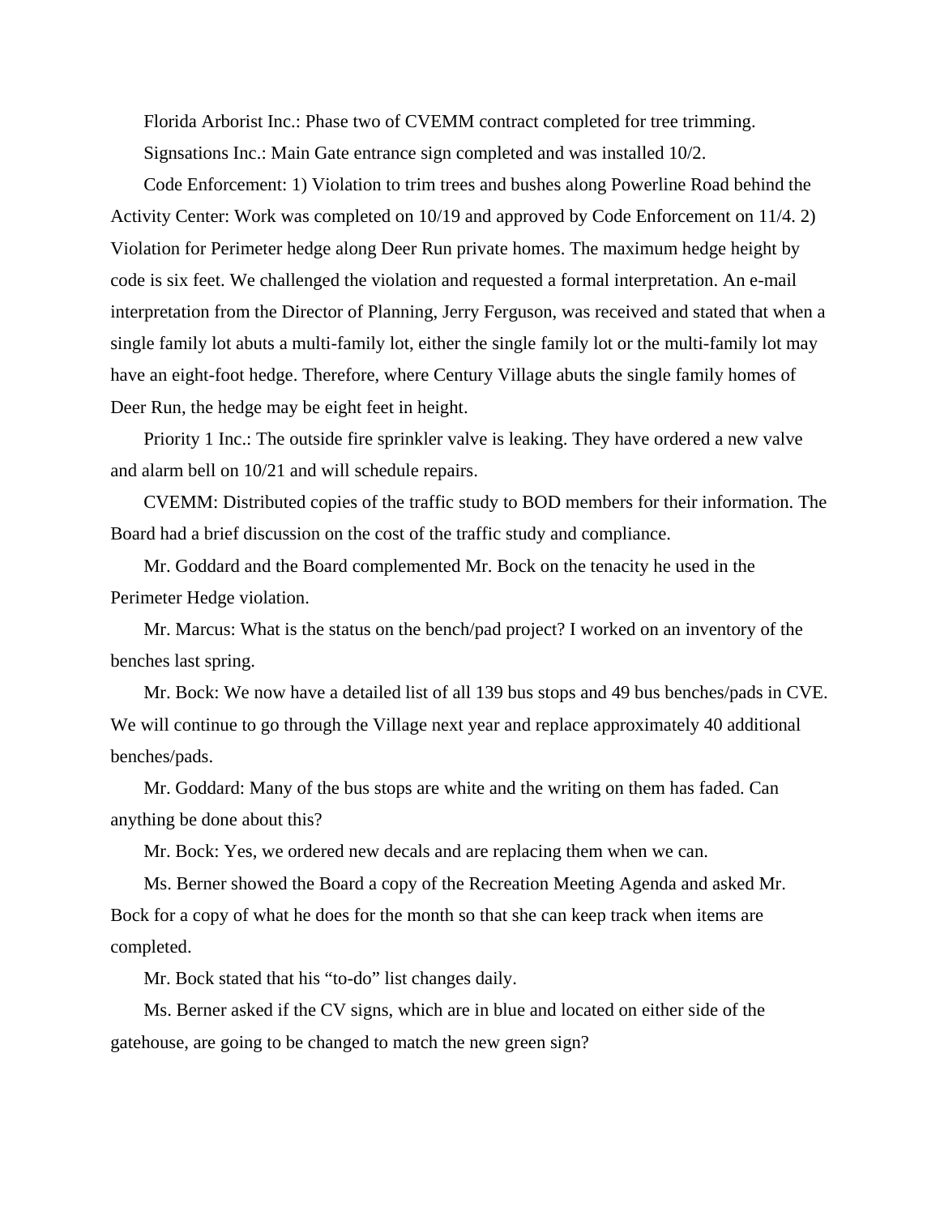Florida Arborist Inc.: Phase two of CVEMM contract completed for tree trimming.

Signsations Inc.: Main Gate entrance sign completed and was installed 10/2.

Code Enforcement: 1) Violation to trim trees and bushes along Powerline Road behind the Activity Center: Work was completed on 10/19 and approved by Code Enforcement on 11/4. 2) Violation for Perimeter hedge along Deer Run private homes. The maximum hedge height by code is six feet. We challenged the violation and requested a formal interpretation. An e-mail interpretation from the Director of Planning, Jerry Ferguson, was received and stated that when a single family lot abuts a multi-family lot, either the single family lot or the multi-family lot may have an eight-foot hedge. Therefore, where Century Village abuts the single family homes of Deer Run, the hedge may be eight feet in height.

Priority 1 Inc.: The outside fire sprinkler valve is leaking. They have ordered a new valve and alarm bell on 10/21 and will schedule repairs.

CVEMM: Distributed copies of the traffic study to BOD members for their information. The Board had a brief discussion on the cost of the traffic study and compliance.

Mr. Goddard and the Board complemented Mr. Bock on the tenacity he used in the Perimeter Hedge violation.

Mr. Marcus: What is the status on the bench/pad project? I worked on an inventory of the benches last spring.

Mr. Bock: We now have a detailed list of all 139 bus stops and 49 bus benches/pads in CVE. We will continue to go through the Village next year and replace approximately 40 additional benches/pads.

Mr. Goddard: Many of the bus stops are white and the writing on them has faded. Can anything be done about this?

Mr. Bock: Yes, we ordered new decals and are replacing them when we can.

Ms. Berner showed the Board a copy of the Recreation Meeting Agenda and asked Mr. Bock for a copy of what he does for the month so that she can keep track when items are completed.

Mr. Bock stated that his "to-do" list changes daily.

Ms. Berner asked if the CV signs, which are in blue and located on either side of the gatehouse, are going to be changed to match the new green sign?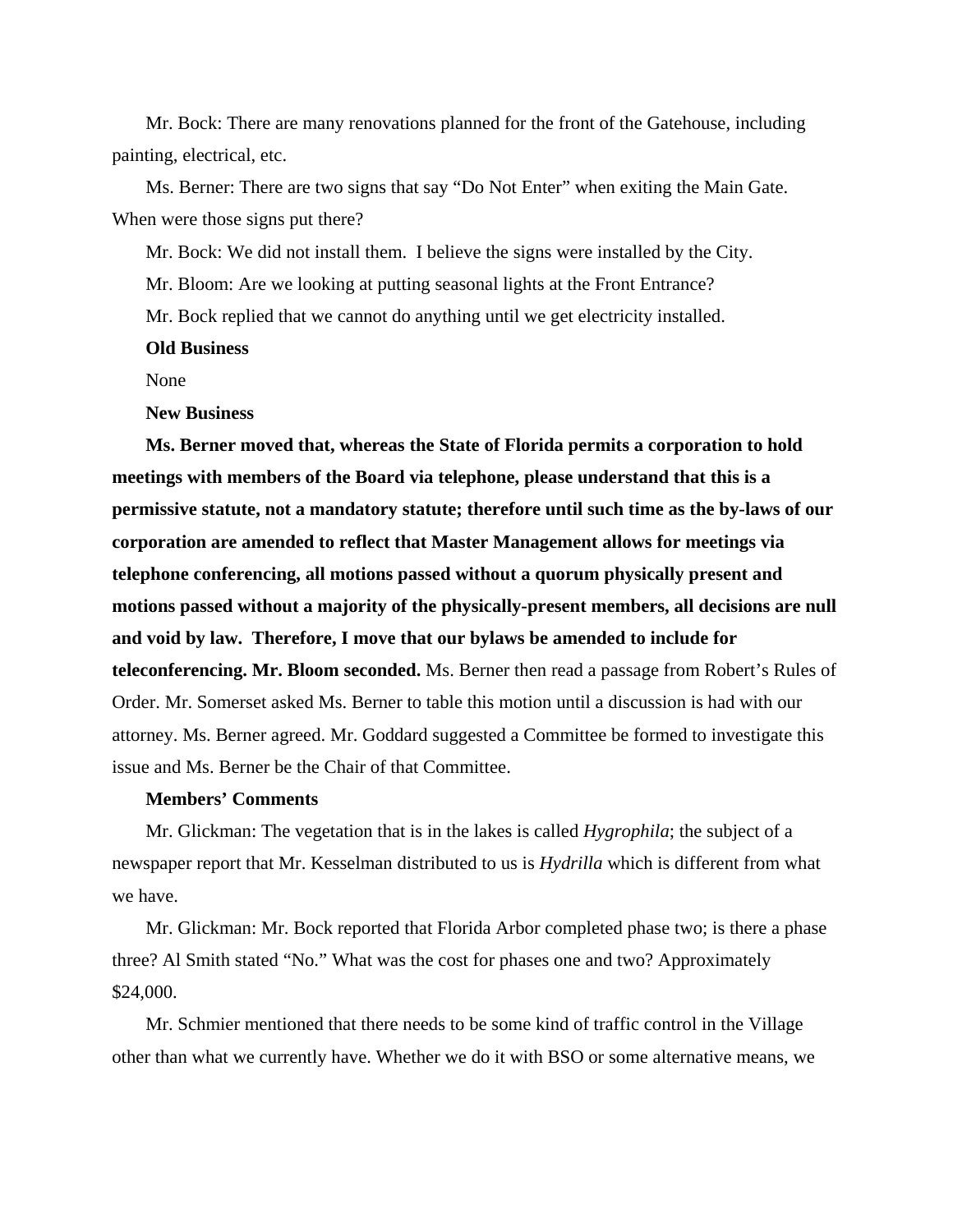Mr. Bock: There are many renovations planned for the front of the Gatehouse, including painting, electrical, etc.

Ms. Berner: There are two signs that say “Do Not Enter” when exiting the Main Gate. When were those signs put there?

Mr. Bock: We did not install them. I believe the signs were installed by the City.

Mr. Bloom: Are we looking at putting seasonal lights at the Front Entrance?

Mr. Bock replied that we cannot do anything until we get electricity installed.

**Old Business**

None

**New Business**

**Ms. Berner moved that, whereas the State of Florida permits a corporation to hold meetings with members of the Board via telephone, please understand that this is a permissive statute, not a mandatory statute; therefore until such time as the by-laws of our corporation are amended to reflect that Master Management allows for meetings via telephone conferencing, all motions passed without a quorum physically present and motions passed without a majority of the physically-present members, all decisions are null and void by law. Therefore, I move that our bylaws be amended to include for teleconferencing. Mr. Bloom seconded.** Ms. Berner then read a passage from Robert’s Rules of Order. Mr. Somerset asked Ms. Berner to table this motion until a discussion is had with our attorney. Ms. Berner agreed. Mr. Goddard suggested a Committee be formed to investigate this issue and Ms. Berner be the Chair of that Committee.

**Members’ Comments**

Mr. Glickman: The vegetation that is in the lakes is called *Hygrophila*; the subject of a newspaper report that Mr. Kesselman distributed to us is *Hydrilla* which is different from what we have.

Mr. Glickman: Mr. Bock reported that Florida Arbor completed phase two; is there a phase three? Al Smith stated “No.” What was the cost for phases one and two? Approximately $24,000.

Mr. Schmier mentioned that there needs to be some kind of traffic control in the Village other than what we currently have. Whether we do it with BSO or some alternative means, we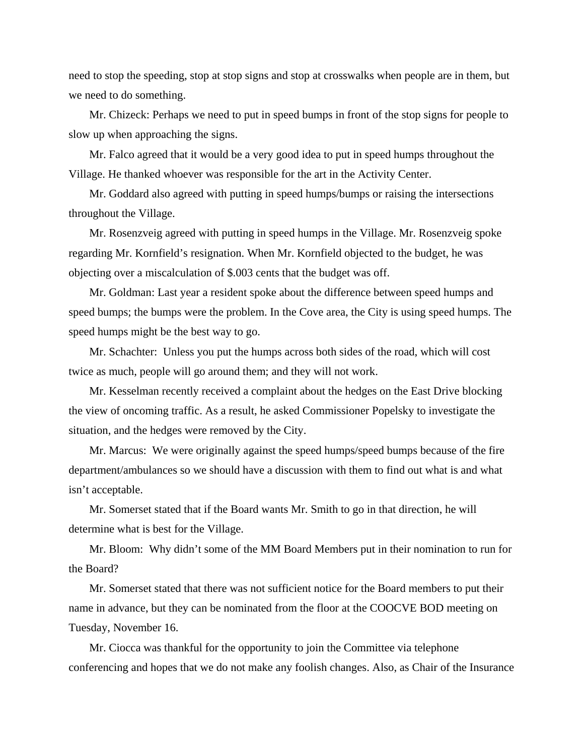need to stop the speeding, stop at stop signs and stop at crosswalks when people are in them, but we need to do something.

Mr. Chizeck: Perhaps we need to put in speed bumps in front of the stop signs for people to slow up when approaching the signs.

Mr. Falco agreed that it would be a very good idea to put in speed humps throughout the Village. He thanked whoever was responsible for the art in the Activity Center.

Mr. Goddard also agreed with putting in speed humps/bumps or raising the intersections throughout the Village.

Mr. Rosenzveig agreed with putting in speed humps in the Village. Mr. Rosenzveig spoke regarding Mr. Kornfield's resignation. When Mr. Kornfield objected to the budget, he was objecting over a miscalculation of $.003 cents that the budget was off.

Mr. Goldman: Last year a resident spoke about the difference between speed humps and speed bumps; the bumps were the problem. In the Cove area, the City is using speed humps. The speed humps might be the best way to go.

Mr. Schachter: Unless you put the humps across both sides of the road, which will cost twice as much, people will go around them; and they will not work.

Mr. Kesselman recently received a complaint about the hedges on the East Drive blocking the view of oncoming traffic. As a result, he asked Commissioner Popelsky to investigate the situation, and the hedges were removed by the City.

Mr. Marcus: We were originally against the speed humps/speed bumps because of the fire department/ambulances so we should have a discussion with them to find out what is and what isn't acceptable.

Mr. Somerset stated that if the Board wants Mr. Smith to go in that direction, he will determine what is best for the Village.

Mr. Bloom: Why didn't some of the MM Board Members put in their nomination to run for the Board?

Mr. Somerset stated that there was not sufficient notice for the Board members to put their name in advance, but they can be nominated from the floor at the COOCVE BOD meeting on Tuesday, November 16.

Mr. Ciocca was thankful for the opportunity to join the Committee via telephone conferencing and hopes that we do not make any foolish changes. Also, as Chair of the Insurance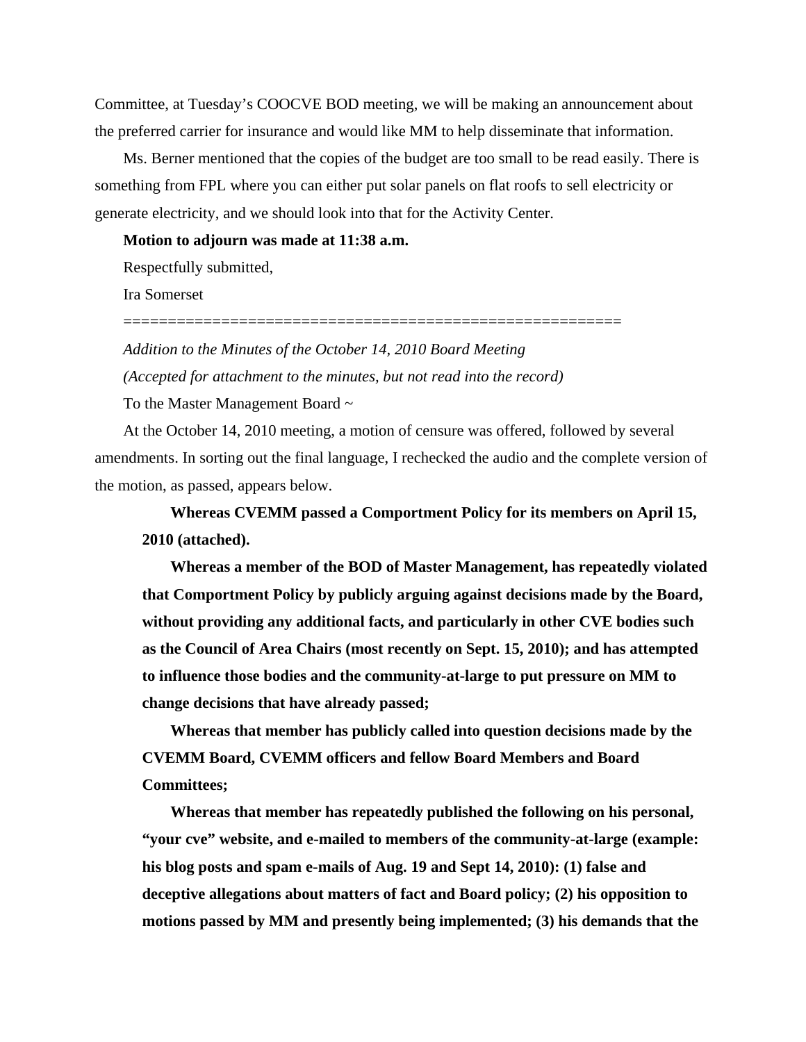Committee, at Tuesday's COOCVE BOD meeting, we will be making an announcement about the preferred carrier for insurance and would like MM to help disseminate that information.

Ms. Berner mentioned that the copies of the budget are too small to be read easily. There is something from FPL where you can either put solar panels on flat roofs to sell electricity or generate electricity, and we should look into that for the Activity Center.

**Motion to adjourn was made at 11:38 a.m.**

Respectfully submitted,

Ira Somerset

========================================================

*Addition to the Minutes of the October 14, 2010 Board Meeting*

*(Accepted for attachment to the minutes, but not read into the record)*

To the Master Management Board ~

At the October 14, 2010 meeting, a motion of censure was offered, followed by several amendments. In sorting out the final language, I rechecked the audio and the complete version of the motion, as passed, appears below.

> **Whereas CVEMM passed a Comportment Policy for its members on April 15, 2010 (attached).**
>
> **Whereas a member of the BOD of Master Management, has repeatedly violated that Comportment Policy by publicly arguing against decisions made by the Board, without providing any additional facts, and particularly in other CVE bodies such as the Council of Area Chairs (most recently on Sept. 15, 2010); and has attempted to influence those bodies and the community-at-large to put pressure on MM to change decisions that have already passed;**
>
> **Whereas that member has publicly called into question decisions made by the CVEMM Board, CVEMM officers and fellow Board Members and Board Committees;**
>
> **Whereas that member has repeatedly published the following on his personal, "your cve" website, and e-mailed to members of the community-at-large (example: his blog posts and spam e-mails of Aug. 19 and Sept 14, 2010): (1) false and deceptive allegations about matters of fact and Board policy; (2) his opposition to motions passed by MM and presently being implemented; (3) his demands that the**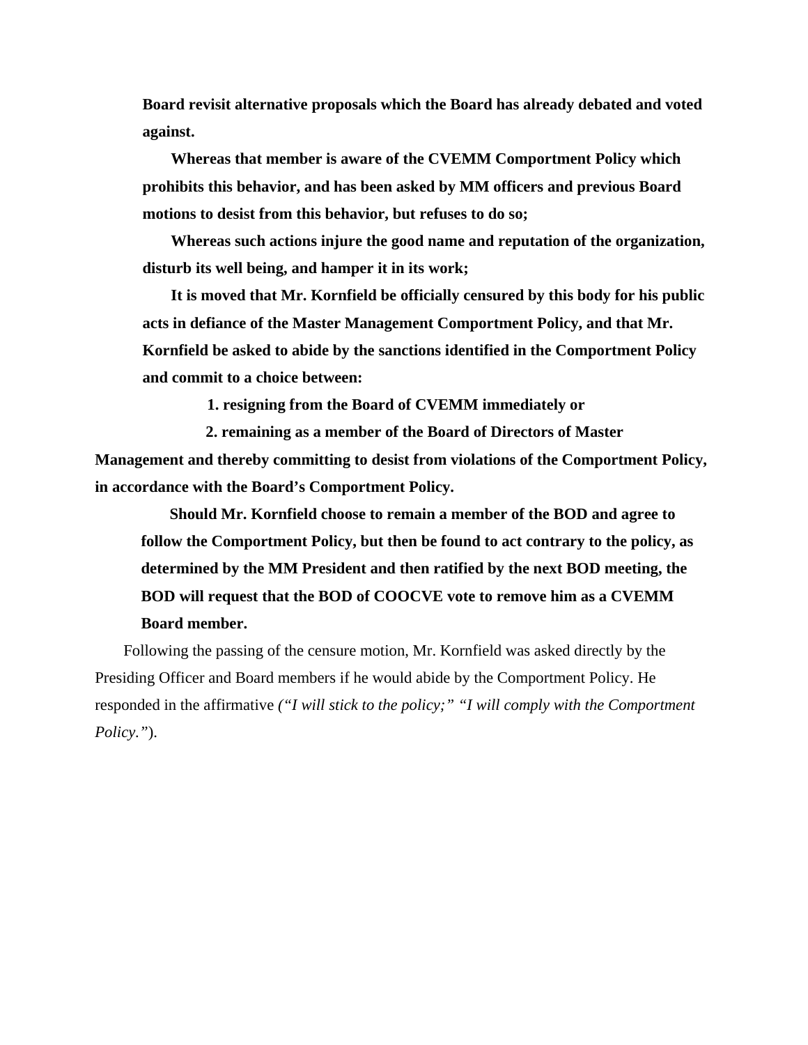**Board revisit alternative proposals which the Board has already debated and voted against.**

**Whereas that member is aware of the CVEMM Comportment Policy which prohibits this behavior, and has been asked by MM officers and previous Board motions to desist from this behavior, but refuses to do so;**

**Whereas such actions injure the good name and reputation of the organization, disturb its well being, and hamper it in its work;**

**It is moved that Mr. Kornfield be officially censured by this body for his public acts in defiance of the Master Management Comportment Policy, and that Mr. Kornfield be asked to abide by the sanctions identified in the Comportment Policy and commit to a choice between:**

**1. resigning from the Board of CVEMM immediately or**

**2. remaining as a member of the Board of Directors of Master Management and thereby committing to desist from violations of the Comportment Policy, in accordance with the Board's Comportment Policy.**

**Should Mr. Kornfield choose to remain a member of the BOD and agree to follow the Comportment Policy, but then be found to act contrary to the policy, as determined by the MM President and then ratified by the next BOD meeting, the BOD will request that the BOD of COOCVE vote to remove him as a CVEMM Board member.**

Following the passing of the censure motion, Mr. Kornfield was asked directly by the Presiding Officer and Board members if he would abide by the Comportment Policy. He responded in the affirmative *("I will stick to the policy;" "I will comply with the Comportment Policy.")*.